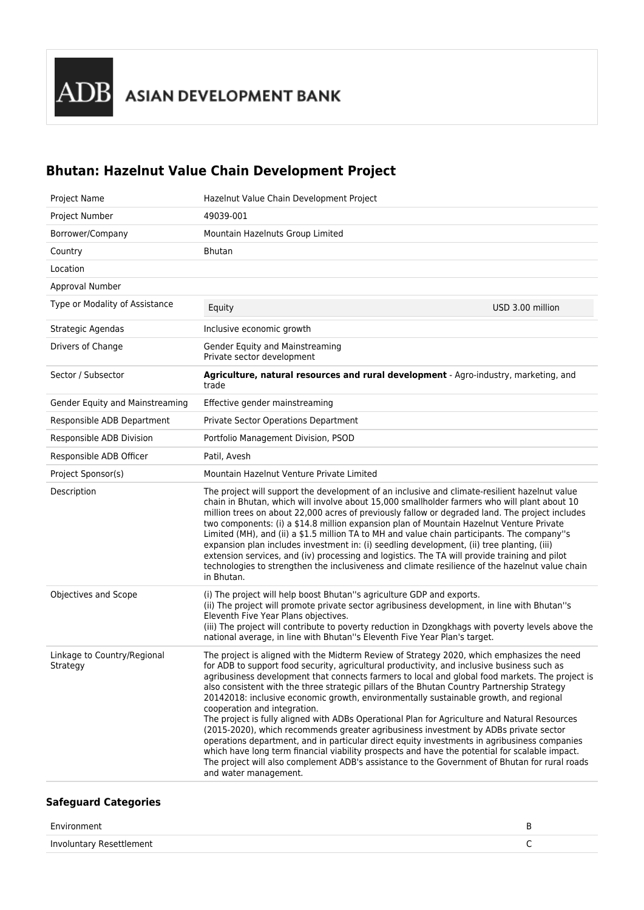ADB ASIAN DEVELOPMENT BANK

# Bhutan: Hazelnut Value Chain Development Project

| | |
|---|---|
| Project Name | Hazelnut Value Chain Development Project |
| Project Number | 49039-001 |
| Borrower/Company | Mountain Hazelnuts Group Limited |
| Country | Bhutan |
| Location | |
| Approval Number | |
| Type or Modality of Assistance | Equity — USD 3.00 million |
| Strategic Agendas | Inclusive economic growth |
| Drivers of Change | Gender Equity and Mainstreaming<br>Private sector development |
| Sector / Subsector | **Agriculture, natural resources and rural development** - Agro-industry, marketing, and trade |
| Gender Equity and Mainstreaming | Effective gender mainstreaming |
| Responsible ADB Department | Private Sector Operations Department |
| Responsible ADB Division | Portfolio Management Division, PSOD |
| Responsible ADB Officer | Patil, Avesh |
| Project Sponsor(s) | Mountain Hazelnut Venture Private Limited |
| Description | The project will support the development of an inclusive and climate-resilient hazelnut value chain in Bhutan, which will involve about 15,000 smallholder farmers who will plant about 10 million trees on about 22,000 acres of previously fallow or degraded land. The project includes two components: (i) a $14.8 million expansion plan of Mountain Hazelnut Venture Private Limited (MH), and (ii) a $1.5 million TA to MH and value chain participants. The company''s expansion plan includes investment in: (i) seedling development, (ii) tree planting, (iii) extension services, and (iv) processing and logistics. The TA will provide training and pilot technologies to strengthen the inclusiveness and climate resilience of the hazelnut value chain in Bhutan. |
| Objectives and Scope | (i) The project will help boost Bhutan''s agriculture GDP and exports.<br>(ii) The project will promote private sector agribusiness development, in line with Bhutan''s Eleventh Five Year Plans objectives.<br>(iii) The project will contribute to poverty reduction in Dzongkhags with poverty levels above the national average, in line with Bhutan''s Eleventh Five Year Plan's target. |
| Linkage to Country/Regional Strategy | The project is aligned with the Midterm Review of Strategy 2020, which emphasizes the need for ADB to support food security, agricultural productivity, and inclusive business such as agribusiness development that connects farmers to local and global food markets. The project is also consistent with the three strategic pillars of the Bhutan Country Partnership Strategy 20142018: inclusive economic growth, environmentally sustainable growth, and regional cooperation and integration.<br>The project is fully aligned with ADBs Operational Plan for Agriculture and Natural Resources (2015-2020), which recommends greater agribusiness investment by ADBs private sector operations department, and in particular direct equity investments in agribusiness companies which have long term financial viability prospects and have the potential for scalable impact. The project will also complement ADB's assistance to the Government of Bhutan for rural roads and water management. |

## Safeguard Categories

| | |
|---|---|
| Environment | B |
| Involuntary Resettlement | C |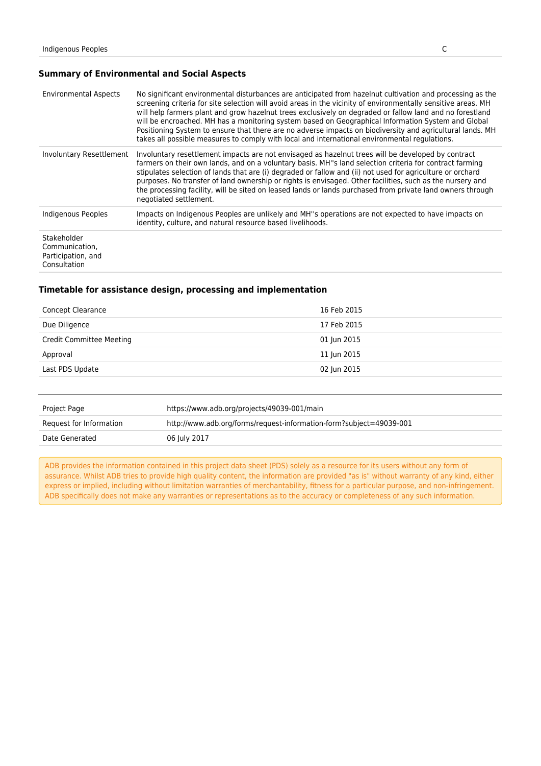| | |
|---|---|
| Indigenous Peoples | C |

### Summary of Environmental and Social Aspects

| | |
|---|---|
| Environmental Aspects | No significant environmental disturbances are anticipated from hazelnut cultivation and processing as the screening criteria for site selection will avoid areas in the vicinity of environmentally sensitive areas. MH will help farmers plant and grow hazelnut trees exclusively on degraded or fallow land and no forestland will be encroached. MH has a monitoring system based on Geographical Information System and Global Positioning System to ensure that there are no adverse impacts on biodiversity and agricultural lands. MH takes all possible measures to comply with local and international environmental regulations. |
| Involuntary Resettlement | Involuntary resettlement impacts are not envisaged as hazelnut trees will be developed by contract farmers on their own lands, and on a voluntary basis. MH''s land selection criteria for contract farming stipulates selection of lands that are (i) degraded or fallow and (ii) not used for agriculture or orchard purposes. No transfer of land ownership or rights is envisaged. Other facilities, such as the nursery and the processing facility, will be sited on leased lands or lands purchased from private land owners through negotiated settlement. |
| Indigenous Peoples | Impacts on Indigenous Peoples are unlikely and MH''s operations are not expected to have impacts on identity, culture, and natural resource based livelihoods. |
| Stakeholder Communication, Participation, and Consultation | |

### Timetable for assistance design, processing and implementation

| | |
|---|---|
| Concept Clearance | 16 Feb 2015 |
| Due Diligence | 17 Feb 2015 |
| Credit Committee Meeting | 01 Jun 2015 |
| Approval | 11 Jun 2015 |
| Last PDS Update | 02 Jun 2015 |

| | |
|---|---|
| Project Page | https://www.adb.org/projects/49039-001/main |
| Request for Information | http://www.adb.org/forms/request-information-form?subject=49039-001 |
| Date Generated | 06 July 2017 |

ADB provides the information contained in this project data sheet (PDS) solely as a resource for its users without any form of assurance. Whilst ADB tries to provide high quality content, the information are provided "as is" without warranty of any kind, either express or implied, including without limitation warranties of merchantability, fitness for a particular purpose, and non-infringement. ADB specifically does not make any warranties or representations as to the accuracy or completeness of any such information.